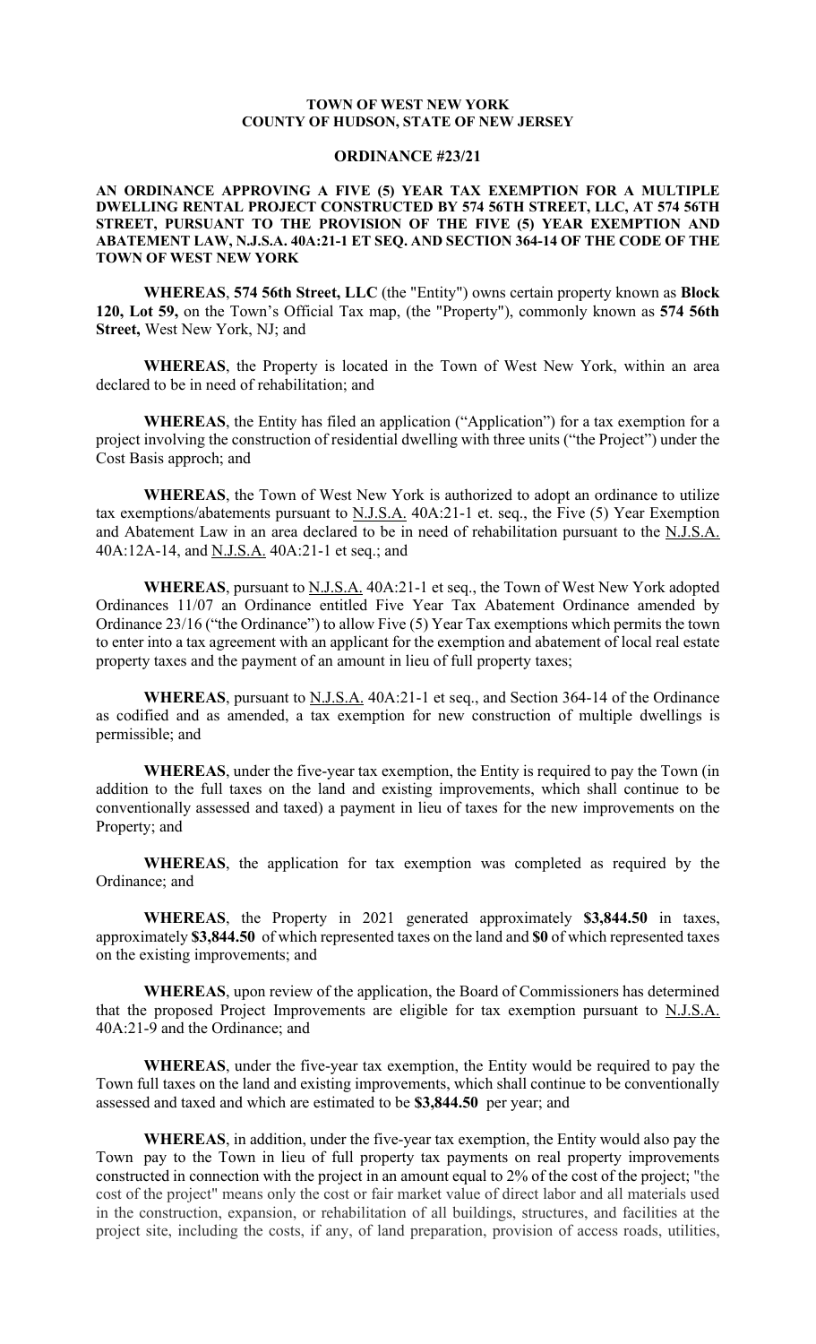**TOWN OF WEST NEW YORK**
**COUNTY OF HUDSON, STATE OF NEW JERSEY**

**ORDINANCE #23/21**

**AN ORDINANCE APPROVING A FIVE (5) YEAR TAX EXEMPTION FOR A MULTIPLE DWELLING RENTAL PROJECT CONSTRUCTED BY 574 56TH STREET, LLC, AT 574 56TH STREET, PURSUANT TO THE PROVISION OF THE FIVE (5) YEAR EXEMPTION AND ABATEMENT LAW, N.J.S.A. 40A:21-1 ET SEQ. AND SECTION 364-14 OF THE CODE OF THE TOWN OF WEST NEW YORK**

**WHEREAS**, **574 56th Street, LLC** (the "Entity") owns certain property known as **Block 120, Lot 59,** on the Town's Official Tax map, (the "Property"), commonly known as **574 56th Street,** West New York, NJ; and

**WHEREAS**, the Property is located in the Town of West New York, within an area declared to be in need of rehabilitation; and

**WHEREAS**, the Entity has filed an application ("Application") for a tax exemption for a project involving the construction of residential dwelling with three units ("the Project") under the Cost Basis approch; and

**WHEREAS**, the Town of West New York is authorized to adopt an ordinance to utilize tax exemptions/abatements pursuant to N.J.S.A. 40A:21-1 et. seq., the Five (5) Year Exemption and Abatement Law in an area declared to be in need of rehabilitation pursuant to the N.J.S.A. 40A:12A-14, and N.J.S.A. 40A:21-1 et seq.; and

**WHEREAS**, pursuant to N.J.S.A. 40A:21-1 et seq., the Town of West New York adopted Ordinances 11/07 an Ordinance entitled Five Year Tax Abatement Ordinance amended by Ordinance 23/16 ("the Ordinance") to allow Five (5) Year Tax exemptions which permits the town to enter into a tax agreement with an applicant for the exemption and abatement of local real estate property taxes and the payment of an amount in lieu of full property taxes;

**WHEREAS**, pursuant to N.J.S.A. 40A:21-1 et seq., and Section 364-14 of the Ordinance as codified and as amended, a tax exemption for new construction of multiple dwellings is permissible; and

**WHEREAS**, under the five-year tax exemption, the Entity is required to pay the Town (in addition to the full taxes on the land and existing improvements, which shall continue to be conventionally assessed and taxed) a payment in lieu of taxes for the new improvements on the Property; and

**WHEREAS**, the application for tax exemption was completed as required by the Ordinance; and

**WHEREAS**, the Property in 2021 generated approximately **$3,844.50** in taxes, approximately **$3,844.50** of which represented taxes on the land and **$0** of which represented taxes on the existing improvements; and

**WHEREAS**, upon review of the application, the Board of Commissioners has determined that the proposed Project Improvements are eligible for tax exemption pursuant to N.J.S.A. 40A:21-9 and the Ordinance; and

**WHEREAS**, under the five-year tax exemption, the Entity would be required to pay the Town full taxes on the land and existing improvements, which shall continue to be conventionally assessed and taxed and which are estimated to be **$3,844.50** per year; and

**WHEREAS**, in addition, under the five-year tax exemption, the Entity would also pay the Town pay to the Town in lieu of full property tax payments on real property improvements constructed in connection with the project in an amount equal to 2% of the cost of the project; "the cost of the project" means only the cost or fair market value of direct labor and all materials used in the construction, expansion, or rehabilitation of all buildings, structures, and facilities at the project site, including the costs, if any, of land preparation, provision of access roads, utilities,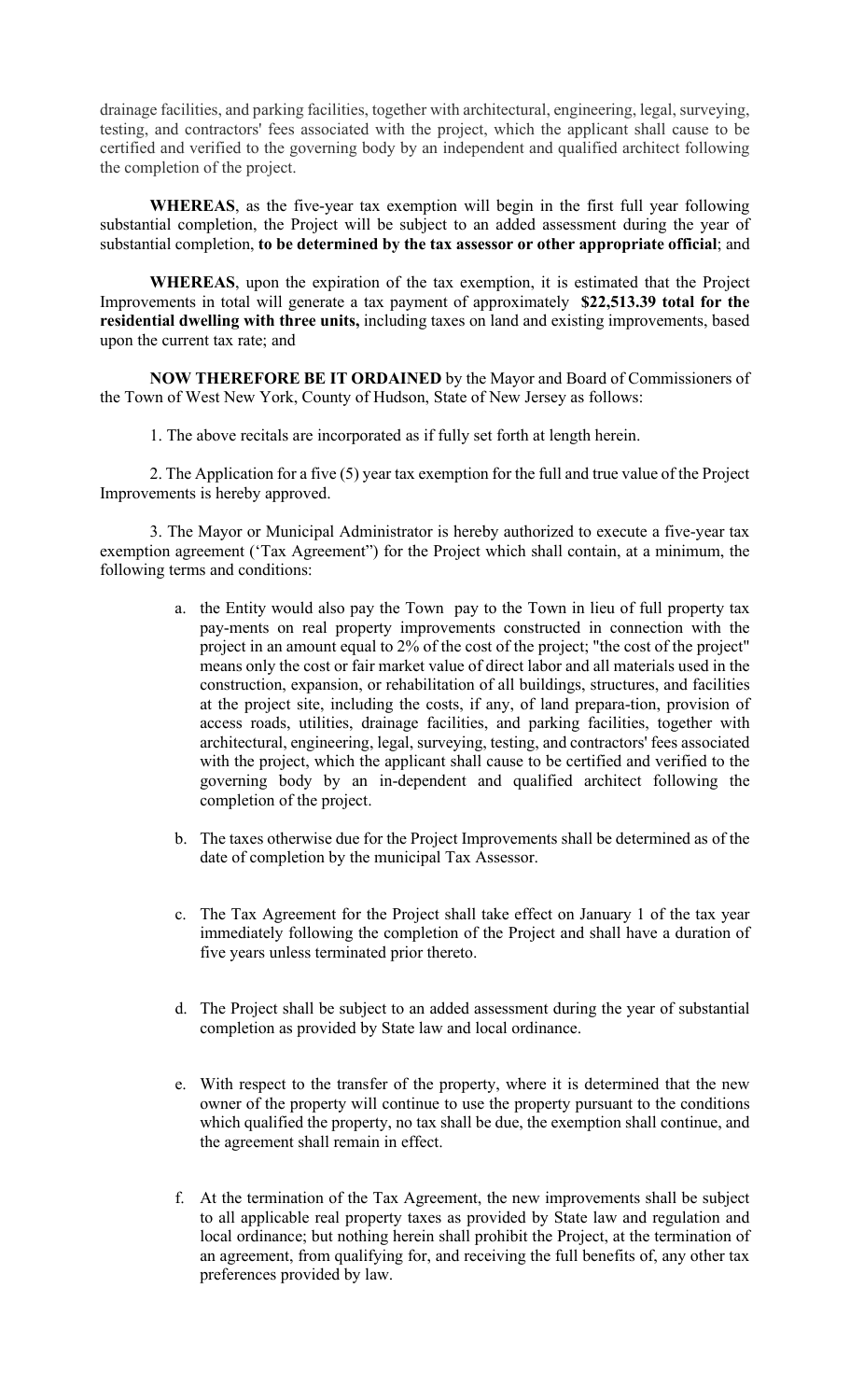drainage facilities, and parking facilities, together with architectural, engineering, legal, surveying, testing, and contractors' fees associated with the project, which the applicant shall cause to be certified and verified to the governing body by an independent and qualified architect following the completion of the project.

**WHEREAS**, as the five-year tax exemption will begin in the first full year following substantial completion, the Project will be subject to an added assessment during the year of substantial completion, **to be determined by the tax assessor or other appropriate official**; and

**WHEREAS**, upon the expiration of the tax exemption, it is estimated that the Project Improvements in total will generate a tax payment of approximately **$22,513.39 total for the residential dwelling with three units,** including taxes on land and existing improvements, based upon the current tax rate; and

**NOW THEREFORE BE IT ORDAINED** by the Mayor and Board of Commissioners of the Town of West New York, County of Hudson, State of New Jersey as follows:

1. The above recitals are incorporated as if fully set forth at length herein.

2. The Application for a five (5) year tax exemption for the full and true value of the Project Improvements is hereby approved.

3. The Mayor or Municipal Administrator is hereby authorized to execute a five-year tax exemption agreement ('Tax Agreement") for the Project which shall contain, at a minimum, the following terms and conditions:

a. the Entity would also pay the Town pay to the Town in lieu of full property tax pay-ments on real property improvements constructed in connection with the project in an amount equal to 2% of the cost of the project; "the cost of the project" means only the cost or fair market value of direct labor and all materials used in the construction, expansion, or rehabilitation of all buildings, structures, and facilities at the project site, including the costs, if any, of land prepara-tion, provision of access roads, utilities, drainage facilities, and parking facilities, together with architectural, engineering, legal, surveying, testing, and contractors' fees associated with the project, which the applicant shall cause to be certified and verified to the governing body by an in-dependent and qualified architect following the completion of the project.

b. The taxes otherwise due for the Project Improvements shall be determined as of the date of completion by the municipal Tax Assessor.

c. The Tax Agreement for the Project shall take effect on January 1 of the tax year immediately following the completion of the Project and shall have a duration of five years unless terminated prior thereto.

d. The Project shall be subject to an added assessment during the year of substantial completion as provided by State law and local ordinance.

e. With respect to the transfer of the property, where it is determined that the new owner of the property will continue to use the property pursuant to the conditions which qualified the property, no tax shall be due, the exemption shall continue, and the agreement shall remain in effect.

f. At the termination of the Tax Agreement, the new improvements shall be subject to all applicable real property taxes as provided by State law and regulation and local ordinance; but nothing herein shall prohibit the Project, at the termination of an agreement, from qualifying for, and receiving the full benefits of, any other tax preferences provided by law.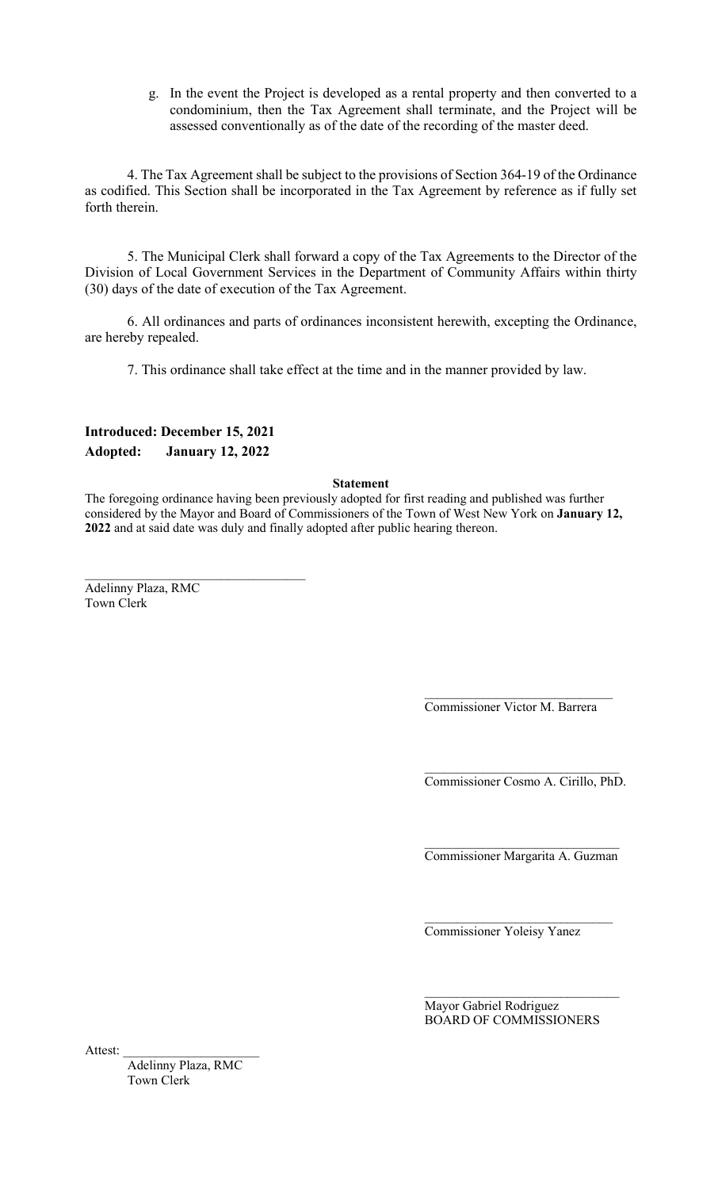g. In the event the Project is developed as a rental property and then converted to a condominium, then the Tax Agreement shall terminate, and the Project will be assessed conventionally as of the date of the recording of the master deed.

4. The Tax Agreement shall be subject to the provisions of Section 364-19 of the Ordinance as codified. This Section shall be incorporated in the Tax Agreement by reference as if fully set forth therein.

5. The Municipal Clerk shall forward a copy of the Tax Agreements to the Director of the Division of Local Government Services in the Department of Community Affairs within thirty (30) days of the date of execution of the Tax Agreement.

6. All ordinances and parts of ordinances inconsistent herewith, excepting the Ordinance, are hereby repealed.

7. This ordinance shall take effect at the time and in the manner provided by law.

**Introduced: December 15, 2021**
**Adopted: January 12, 2022**

**Statement**

The foregoing ordinance having been previously adopted for first reading and published was further considered by the Mayor and Board of Commissioners of the Town of West New York on **January 12, 2022** and at said date was duly and finally adopted after public hearing thereon.

______________________________
Adelinny Plaza, RMC
Town Clerk

______________________________
Commissioner Victor M. Barrera

______________________________
Commissioner Cosmo A. Cirillo, PhD.

______________________________
Commissioner Margarita A. Guzman

______________________________
Commissioner Yoleisy Yanez

______________________________
Mayor Gabriel Rodriguez
BOARD OF COMMISSIONERS

Attest: ____________________
Adelinny Plaza, RMC
Town Clerk